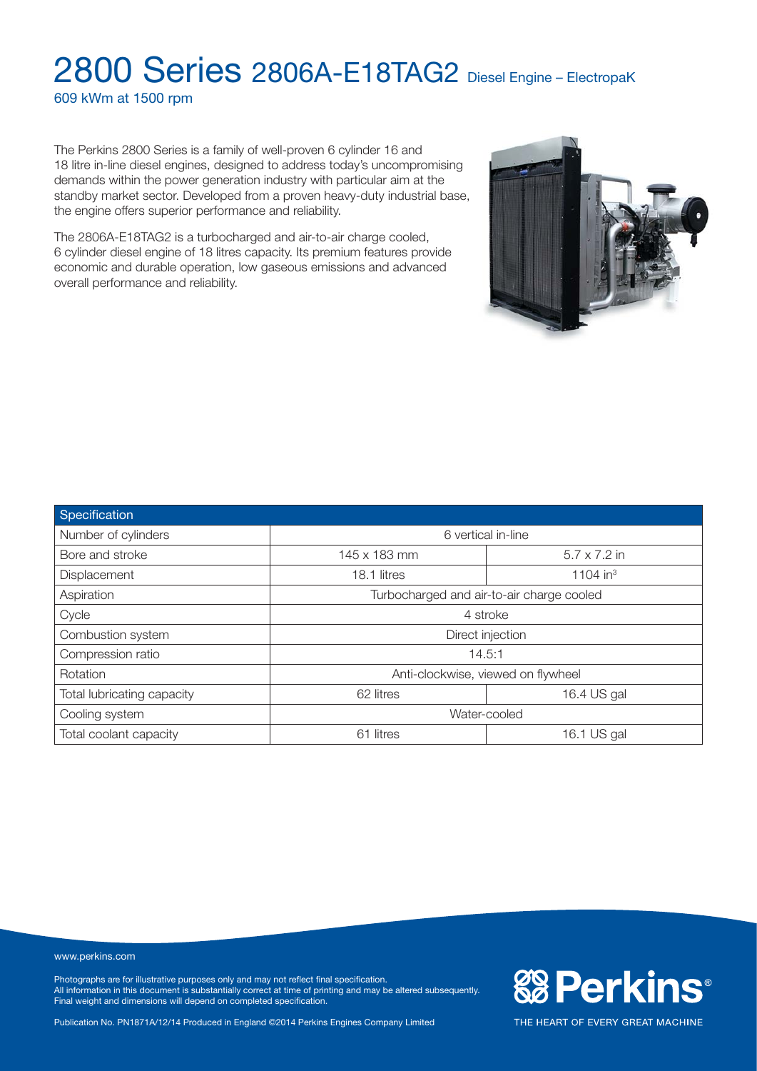# 2800 Series 2806A-E18TAG2 Diesel Engine – ElectropaK

609 kWm at 1500 rpm

The Perkins 2800 Series is a family of well-proven 6 cylinder 16 and 18 litre in-line diesel engines, designed to address today's uncompromising demands within the power generation industry with particular aim at the standby market sector. Developed from a proven heavy-duty industrial base, the engine offers superior performance and reliability.

The 2806A-E18TAG2 is a turbocharged and air-to-air charge cooled, 6 cylinder diesel engine of 18 litres capacity. Its premium features provide economic and durable operation, low gaseous emissions and advanced overall performance and reliability.

| Specification | | |
|---|---|---|
| Number of cylinders | 6 vertical in-line | |
| Bore and stroke | 145 x 183 mm | 5.7 x 7.2 in |
| Displacement | 18.1 litres | 1104 $in^3$ |
| Aspiration | Turbocharged and air-to-air charge cooled | |
| Cycle | 4 stroke | |
| Combustion system | Direct injection | |
| Compression ratio | 14.5:1 | |
| Rotation | Anti-clockwise, viewed on flywheel | |
| Total lubricating capacity | 62 litres | 16.4 US gal |
| Cooling system | Water-cooled | |
| Total coolant capacity | 61 litres | 16.1 US gal |

www.perkins.com

Photographs are for illustrative purposes only and may not reflect final specification.
All information in this document is substantially correct at time of printing and may be altered subsequently.
Final weight and dimensions will depend on completed specification.

Publication No. PN1871A/12/14 Produced in England ©2014 Perkins Engines Company Limited

Perkins®

THE HEART OF EVERY GREAT MACHINE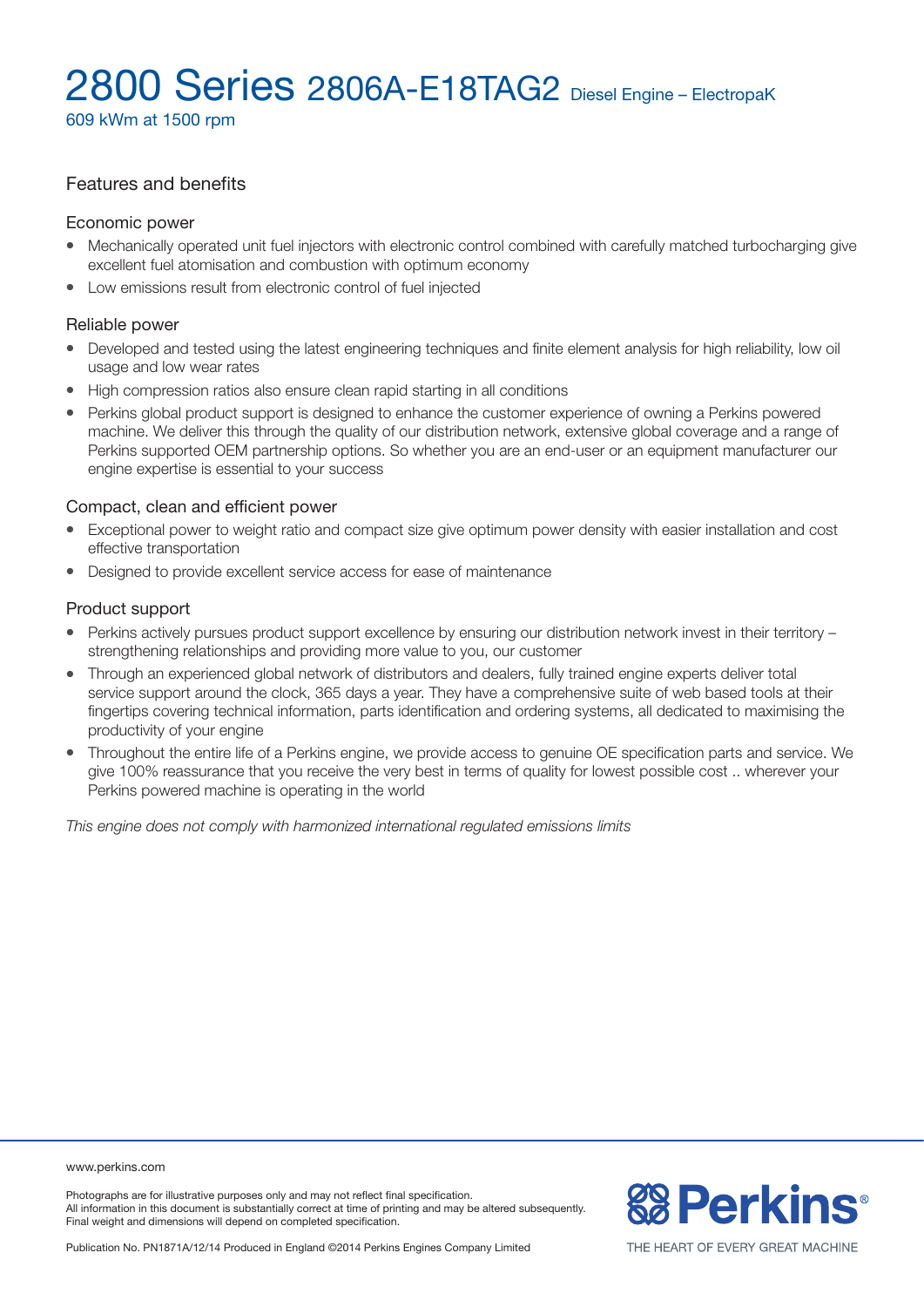# 2800 Series 2806A-E18TAG2 Diesel Engine – ElectropaK

609 kWm at 1500 rpm

## Features and benefits

### Economic power

- Mechanically operated unit fuel injectors with electronic control combined with carefully matched turbocharging give excellent fuel atomisation and combustion with optimum economy
- Low emissions result from electronic control of fuel injected

### Reliable power

- Developed and tested using the latest engineering techniques and finite element analysis for high reliability, low oil usage and low wear rates
- High compression ratios also ensure clean rapid starting in all conditions
- Perkins global product support is designed to enhance the customer experience of owning a Perkins powered machine. We deliver this through the quality of our distribution network, extensive global coverage and a range of Perkins supported OEM partnership options. So whether you are an end-user or an equipment manufacturer our engine expertise is essential to your success

### Compact, clean and efficient power

- Exceptional power to weight ratio and compact size give optimum power density with easier installation and cost effective transportation
- Designed to provide excellent service access for ease of maintenance

### Product support

- Perkins actively pursues product support excellence by ensuring our distribution network invest in their territory – strengthening relationships and providing more value to you, our customer
- Through an experienced global network of distributors and dealers, fully trained engine experts deliver total service support around the clock, 365 days a year. They have a comprehensive suite of web based tools at their fingertips covering technical information, parts identification and ordering systems, all dedicated to maximising the productivity of your engine
- Throughout the entire life of a Perkins engine, we provide access to genuine OE specification parts and service. We give 100% reassurance that you receive the very best in terms of quality for lowest possible cost .. wherever your Perkins powered machine is operating in the world

*This engine does not comply with harmonized international regulated emissions limits*

www.perkins.com

Photographs are for illustrative purposes only and may not reflect final specification.
All information in this document is substantially correct at time of printing and may be altered subsequently.
Final weight and dimensions will depend on completed specification.

Publication No. PN1871A/12/14 Produced in England ©2014 Perkins Engines Company Limited

Perkins®

THE HEART OF EVERY GREAT MACHINE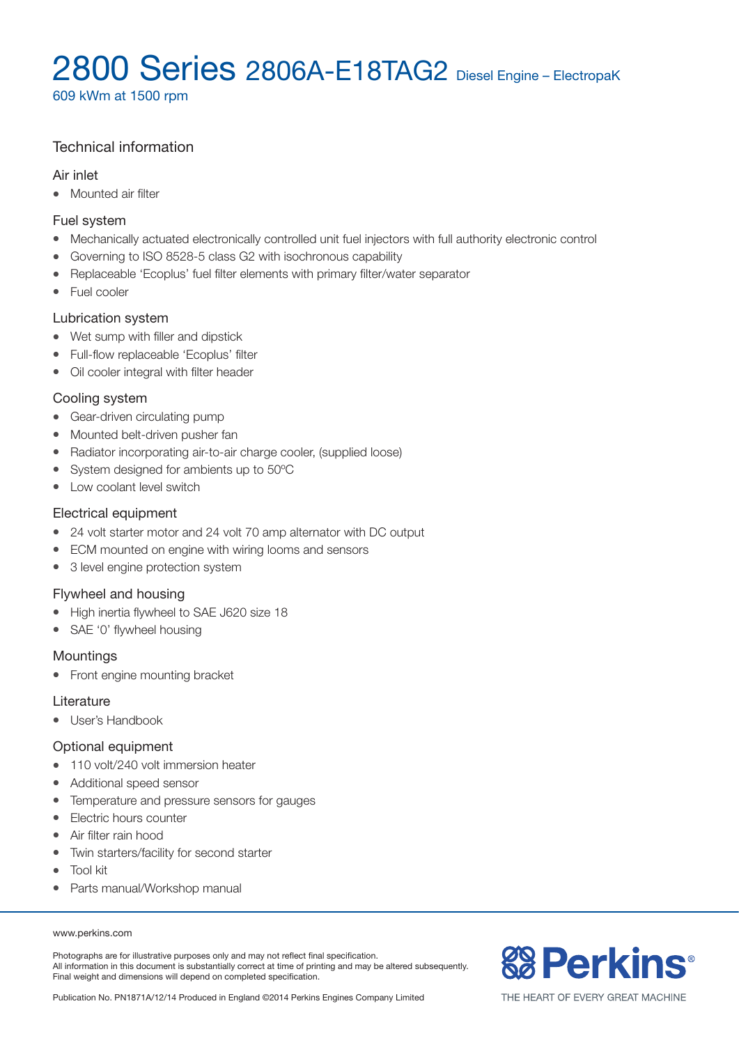# 2800 Series 2806A-E18TAG2 Diesel Engine – ElectropaK

609 kWm at 1500 rpm

## Technical information

### Air inlet

- Mounted air filter

### Fuel system

- Mechanically actuated electronically controlled unit fuel injectors with full authority electronic control
- Governing to ISO 8528-5 class G2 with isochronous capability
- Replaceable 'Ecoplus' fuel filter elements with primary filter/water separator
- Fuel cooler

### Lubrication system

- Wet sump with filler and dipstick
- Full-flow replaceable 'Ecoplus' filter
- Oil cooler integral with filter header

### Cooling system

- Gear-driven circulating pump
- Mounted belt-driven pusher fan
- Radiator incorporating air-to-air charge cooler, (supplied loose)
- System designed for ambients up to 50ºC
- Low coolant level switch

### Electrical equipment

- 24 volt starter motor and 24 volt 70 amp alternator with DC output
- ECM mounted on engine with wiring looms and sensors
- 3 level engine protection system

### Flywheel and housing

- High inertia flywheel to SAE J620 size 18
- SAE '0' flywheel housing

### Mountings

- Front engine mounting bracket

### Literature

- User's Handbook

### Optional equipment

- 110 volt/240 volt immersion heater
- Additional speed sensor
- Temperature and pressure sensors for gauges
- Electric hours counter
- Air filter rain hood
- Twin starters/facility for second starter
- Tool kit
- Parts manual/Workshop manual

www.perkins.com

Photographs are for illustrative purposes only and may not reflect final specification.
All information in this document is substantially correct at time of printing and may be altered subsequently.
Final weight and dimensions will depend on completed specification.

Publication No. PN1871A/12/14 Produced in England ©2014 Perkins Engines Company Limited

Perkins®

THE HEART OF EVERY GREAT MACHINE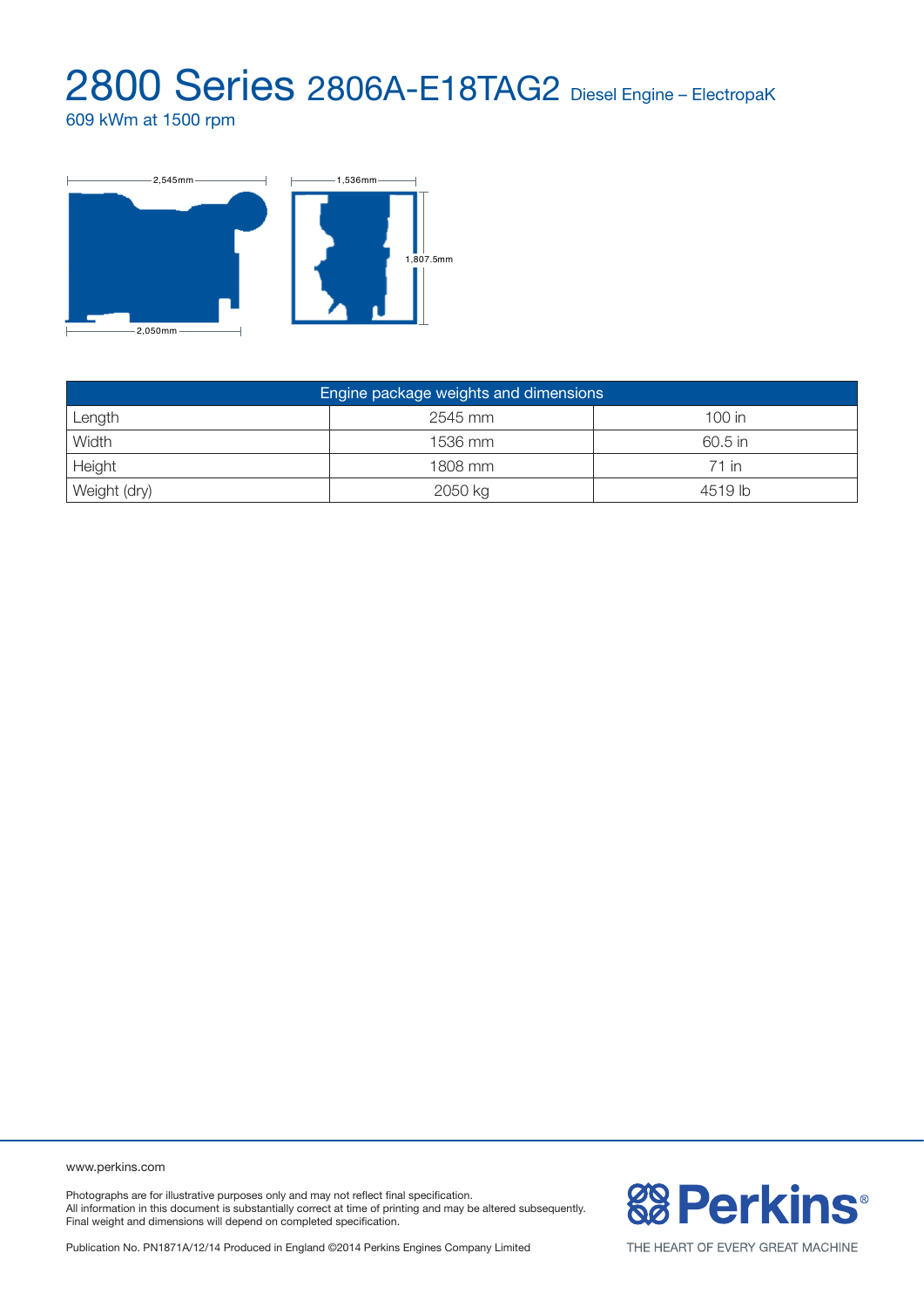# 2800 Series 2806A-E18TAG2 Diesel Engine – ElectropaK

609 kWm at 1500 rpm

2,545mm

2,050mm

1,536mm

1,807.5mm

| Engine package weights and dimensions | | |
|---|---|---|
| Length | 2545 mm | 100 in |
| Width | 1536 mm | 60.5 in |
| Height | 1808 mm | 71 in |
| Weight (dry) | 2050 kg | 4519 lb |

www.perkins.com

Photographs are for illustrative purposes only and may not reflect final specification.
All information in this document is substantially correct at time of printing and may be altered subsequently.
Final weight and dimensions will depend on completed specification.

Publication No. PN1871A/12/14 Produced in England ©2014 Perkins Engines Company Limited

Perkins®

THE HEART OF EVERY GREAT MACHINE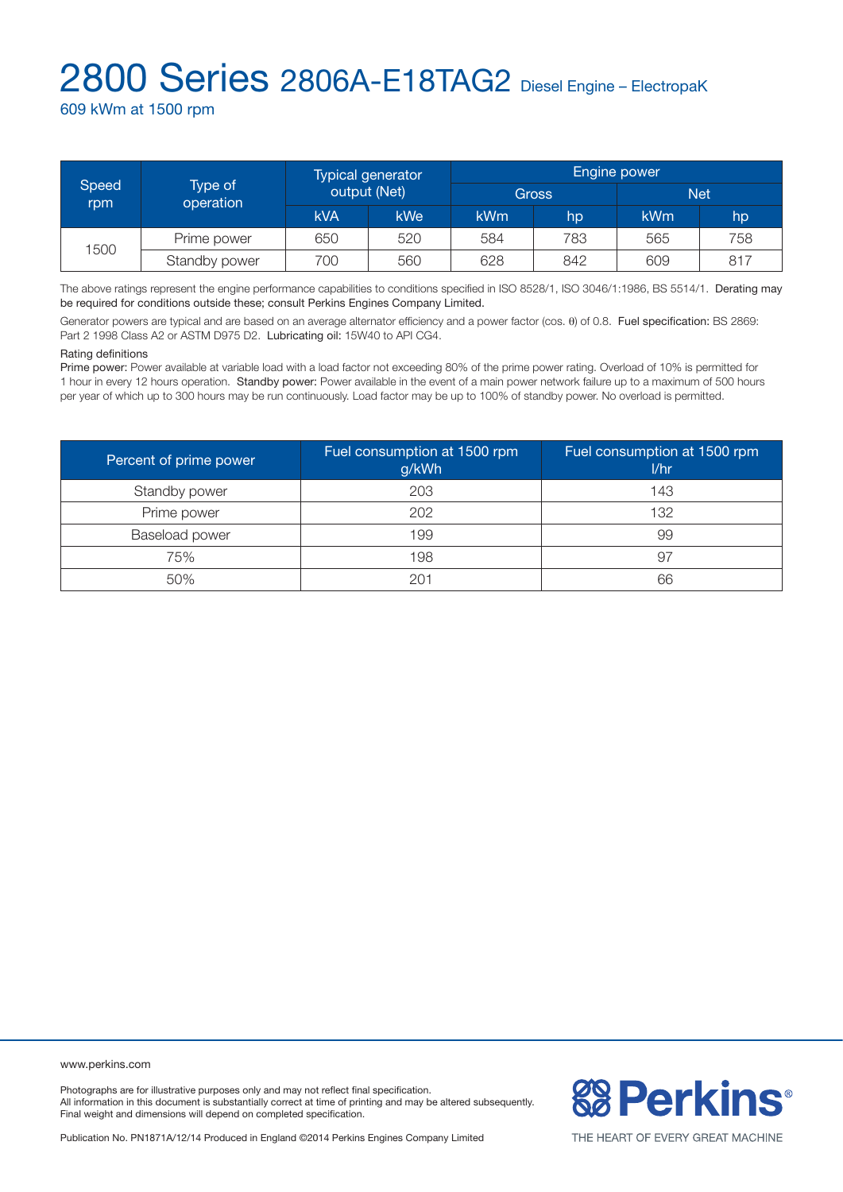# 2800 Series 2806A-E18TAG2 Diesel Engine – ElectropaK

609 kWm at 1500 rpm

| Speed rpm | Type of operation | Typical generator output (Net) | | Engine power | | | |
|---|---|---|---|---|---|---|---|
| | | | | Gross | | Net | |
| | | kVA | kWe | kWm | hp | kWm | hp |
| 1500 | Prime power | 650 | 520 | 584 | 783 | 565 | 758 |
| | Standby power | 700 | 560 | 628 | 842 | 609 | 817 |

The above ratings represent the engine performance capabilities to conditions specified in ISO 8528/1, ISO 3046/1:1986, BS 5514/1. **Derating may be required for conditions outside these; consult Perkins Engines Company Limited.**

Generator powers are typical and are based on an average alternator efficiency and a power factor (cos. θ) of 0.8. **Fuel specification:** BS 2869: Part 2 1998 Class A2 or ASTM D975 D2. **Lubricating oil:** 15W40 to API CG4.

Rating definitions

**Prime power:** Power available at variable load with a load factor not exceeding 80% of the prime power rating. Overload of 10% is permitted for 1 hour in every 12 hours operation. **Standby power:** Power available in the event of a main power network failure up to a maximum of 500 hours per year of which up to 300 hours may be run continuously. Load factor may be up to 100% of standby power. No overload is permitted.

| Percent of prime power | Fuel consumption at 1500 rpm g/kWh | Fuel consumption at 1500 rpm l/hr |
|---|---|---|
| Standby power | 203 | 143 |
| Prime power | 202 | 132 |
| Baseload power | 199 | 99 |
| 75% | 198 | 97 |
| 50% | 201 | 66 |

www.perkins.com

Photographs are for illustrative purposes only and may not reflect final specification.
All information in this document is substantially correct at time of printing and may be altered subsequently.
Final weight and dimensions will depend on completed specification.

Publication No. PN1871A/12/14 Produced in England ©2014 Perkins Engines Company Limited

Perkins®

THE HEART OF EVERY GREAT MACHINE